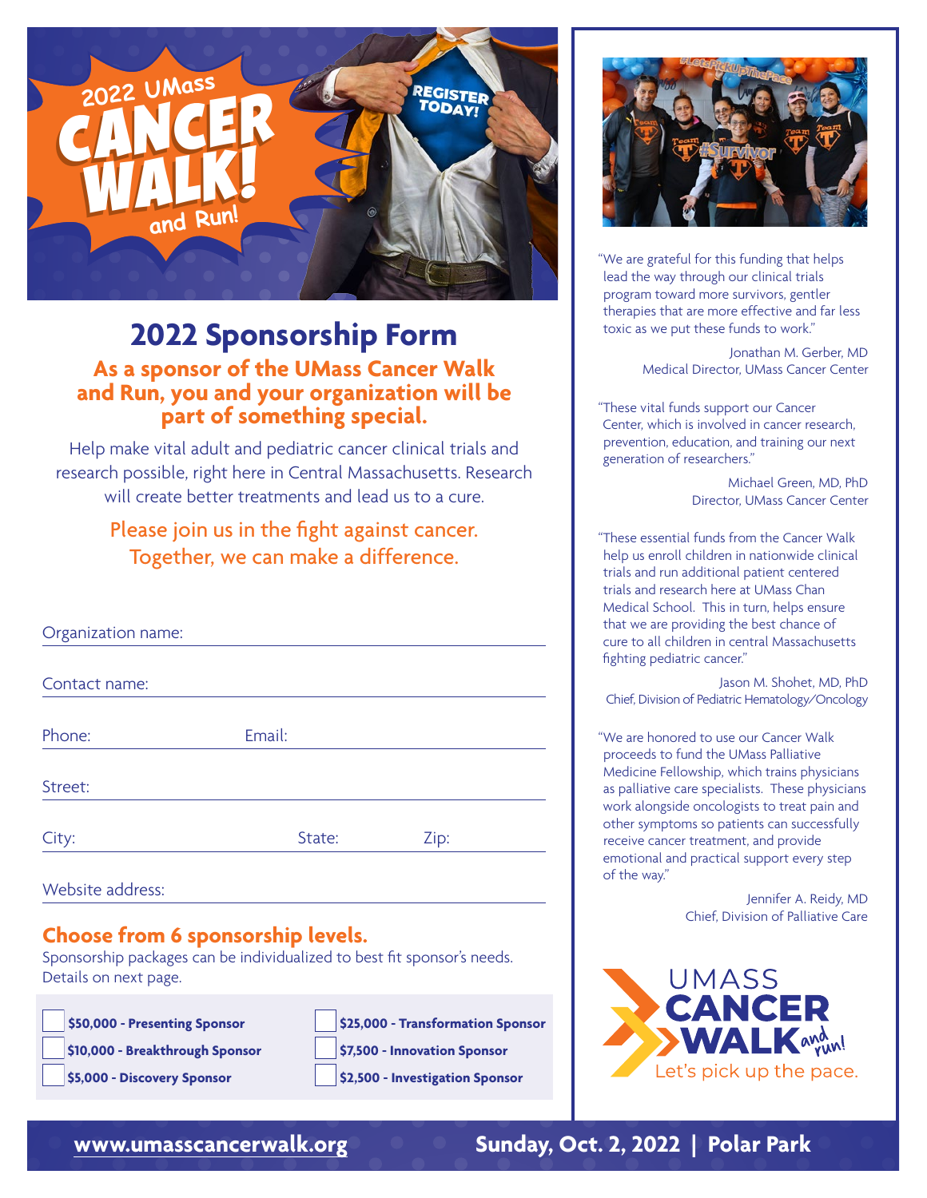2022 UMass CANCER WALK! and Run!

REGISTER TODAY!

# 2022 Sponsorship Form

## As a sponsor of the UMass Cancer Walk and Run, you and your organization will be part of something special.

Help make vital adult and pediatric cancer clinical trials and research possible, right here in Central Massachusetts. Research will create better treatments and lead us to a cure.

Please join us in the fight against cancer. Together, we can make a difference.

Organization name:

Contact name:

Phone: Email:

Street:

City: State: Zip:

Website address:

## Choose from 6 sponsorship levels.

Sponsorship packages can be individualized to best fit sponsor's needs. Details on next page.

- ☐ **$50,000 - Presenting Sponsor**
- ☐ **$25,000 - Transformation Sponsor**
- ☐ **$10,000 - Breakthrough Sponsor**
- ☐ **$7,500 - Innovation Sponsor**
- ☐ **$5,000 - Discovery Sponsor**
- ☐ **$2,500 - Investigation Sponsor**

"We are grateful for this funding that helps lead the way through our clinical trials program toward more survivors, gentler therapies that are more effective and far less toxic as we put these funds to work."

Jonathan M. Gerber, MD
Medical Director, UMass Cancer Center

"These vital funds support our Cancer Center, which is involved in cancer research, prevention, education, and training our next generation of researchers."

Michael Green, MD, PhD
Director, UMass Cancer Center

"These essential funds from the Cancer Walk help us enroll children in nationwide clinical trials and run additional patient centered trials and research here at UMass Chan Medical School. This in turn, helps ensure that we are providing the best chance of cure to all children in central Massachusetts fighting pediatric cancer."

Jason M. Shohet, MD, PhD
Chief, Division of Pediatric Hematology/Oncology

"We are honored to use our Cancer Walk proceeds to fund the UMass Palliative Medicine Fellowship, which trains physicians as palliative care specialists. These physicians work alongside oncologists to treat pain and other symptoms so patients can successfully receive cancer treatment, and provide emotional and practical support every step of the way."

Jennifer A. Reidy, MD
Chief, Division of Palliative Care

UMASS CANCER WALK and run!
Let's pick up the pace.

**www.umasscancerwalk.org** **Sunday, Oct. 2, 2022 | Polar Park**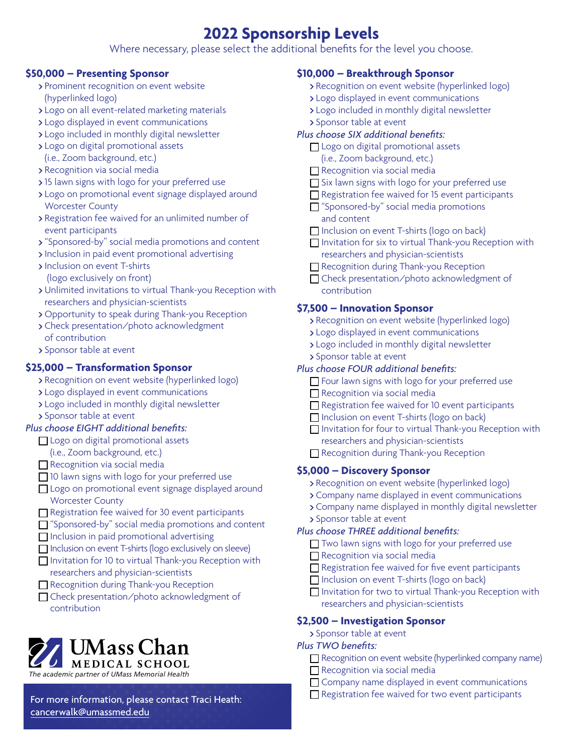# 2022 Sponsorship Levels

Where necessary, please select the additional benefits for the level you choose.

## $50,000 – Presenting Sponsor

- Prominent recognition on event website (hyperlinked logo)
- Logo on all event-related marketing materials
- Logo displayed in event communications
- Logo included in monthly digital newsletter
- Logo on digital promotional assets (i.e., Zoom background, etc.)
- Recognition via social media
- 15 lawn signs with logo for your preferred use
- Logo on promotional event signage displayed around Worcester County
- Registration fee waived for an unlimited number of event participants
- "Sponsored-by" social media promotions and content
- Inclusion in paid event promotional advertising
- Inclusion on event T-shirts (logo exclusively on front)
- Unlimited invitations to virtual Thank-you Reception with researchers and physician-scientists
- Opportunity to speak during Thank-you Reception
- Check presentation/photo acknowledgment of contribution
- Sponsor table at event

## $25,000 – Transformation Sponsor

- Recognition on event website (hyperlinked logo)
- Logo displayed in event communications
- Logo included in monthly digital newsletter
- Sponsor table at event

*Plus choose EIGHT additional benefits:*

- [ ] Logo on digital promotional assets (i.e., Zoom background, etc.)
- [ ] Recognition via social media
- [ ] 10 lawn signs with logo for your preferred use
- [ ] Logo on promotional event signage displayed around Worcester County
- [ ] Registration fee waived for 30 event participants
- [ ] "Sponsored-by" social media promotions and content
- [ ] Inclusion in paid promotional advertising
- [ ] Inclusion on event T-shirts (logo exclusively on sleeve)
- [ ] Invitation for 10 to virtual Thank-you Reception with researchers and physician-scientists
- [ ] Recognition during Thank-you Reception
- [ ] Check presentation/photo acknowledgment of contribution

## $10,000 – Breakthrough Sponsor

- Recognition on event website (hyperlinked logo)
- Logo displayed in event communications
- Logo included in monthly digital newsletter
- Sponsor table at event

*Plus choose SIX additional benefits:*

- [ ] Logo on digital promotional assets (i.e., Zoom background, etc.)
- [ ] Recognition via social media
- [ ] Six lawn signs with logo for your preferred use
- [ ] Registration fee waived for 15 event participants
- [ ] "Sponsored-by" social media promotions and content
- [ ] Inclusion on event T-shirts (logo on back)
- [ ] Invitation for six to virtual Thank-you Reception with researchers and physician-scientists
- [ ] Recognition during Thank-you Reception
- [ ] Check presentation/photo acknowledgment of contribution

## $7,500 – Innovation Sponsor

- Recognition on event website (hyperlinked logo)
- Logo displayed in event communications
- Logo included in monthly digital newsletter
- Sponsor table at event

*Plus choose FOUR additional benefits:*

- [ ] Four lawn signs with logo for your preferred use
- [ ] Recognition via social media
- [ ] Registration fee waived for 10 event participants
- [ ] Inclusion on event T-shirts (logo on back)
- [ ] Invitation for four to virtual Thank-you Reception with researchers and physician-scientists
- [ ] Recognition during Thank-you Reception

## $5,000 – Discovery Sponsor

- Recognition on event website (hyperlinked logo)
- Company name displayed in event communications
- Company name displayed in monthly digital newsletter
- Sponsor table at event

*Plus choose THREE additional benefits:*

- [ ] Two lawn signs with logo for your preferred use
- [ ] Recognition via social media
- [ ] Registration fee waived for five event participants
- [ ] Inclusion on event T-shirts (logo on back)
- [ ] Invitation for two to virtual Thank-you Reception with researchers and physician-scientists

## $2,500 – Investigation Sponsor

- Sponsor table at event

*Plus TWO benefits:*

- [ ] Recognition on event website (hyperlinked company name)
- [ ] Recognition via social media
- [ ] Company name displayed in event communications
- [ ] Registration fee waived for two event participants

UMass Chan MEDICAL SCHOOL

*The academic partner of UMass Memorial Health*

For more information, please contact Traci Heath: cancerwalk@umassmed.edu